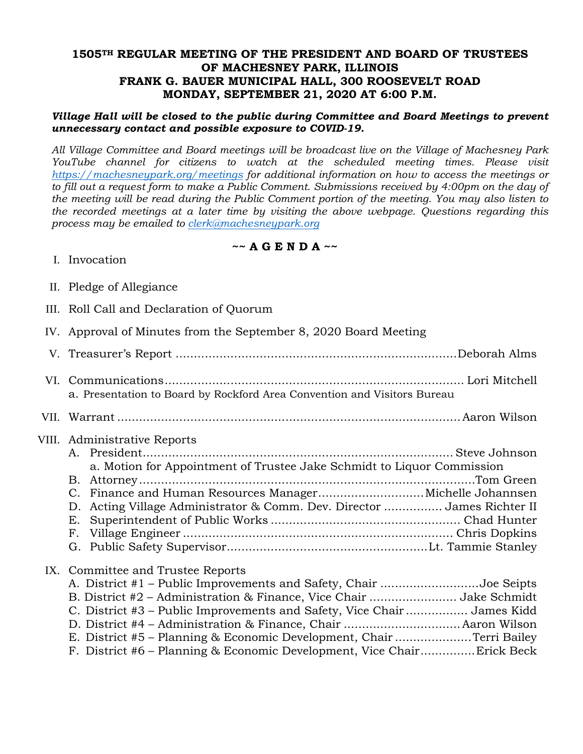# 1505TH REGULAR MEETING OF THE PRESIDENT AND BOARD OF TRUSTEES OF MACHESNEY PARK, ILLINOIS
# FRANK G. BAUER MUNICIPAL HALL, 300 ROOSEVELT ROAD
# MONDAY, SEPTEMBER 21, 2020 AT 6:00 P.M.

***Village Hall will be closed to the public during Committee and Board Meetings to prevent unnecessary contact and possible exposure to COVID-19.***

*All Village Committee and Board meetings will be broadcast live on the Village of Machesney Park YouTube channel for citizens to watch at the scheduled meeting times. Please visit https://machesneypark.org/meetings for additional information on how to access the meetings or to fill out a request form to make a Public Comment. Submissions received by 4:00pm on the day of the meeting will be read during the Public Comment portion of the meeting. You may also listen to the recorded meetings at a later time by visiting the above webpage. Questions regarding this process may be emailed to clerk@machesneypark.org*

**~~ A G E N D A ~~**

I. Invocation

II. Pledge of Allegiance

III. Roll Call and Declaration of Quorum

IV. Approval of Minutes from the September 8, 2020 Board Meeting

V. Treasurer's Report ........................................ Deborah Alms

VI. Communications ........................................ Lori Mitchell
   a. Presentation to Board by Rockford Area Convention and Visitors Bureau

VII. Warrant ........................................ Aaron Wilson

VIII. Administrative Reports
   A. President ........................................ Steve Johnson
      a. Motion for Appointment of Trustee Jake Schmidt to Liquor Commission
   B. Attorney ........................................ Tom Green
   C. Finance and Human Resources Manager ........................................ Michelle Johannsen
   D. Acting Village Administrator & Comm. Dev. Director ........................................ James Richter II
   E. Superintendent of Public Works ........................................ Chad Hunter
   F. Village Engineer ........................................ Chris Dopkins
   G. Public Safety Supervisor ........................................ Lt. Tammie Stanley

IX. Committee and Trustee Reports
   A. District #1 – Public Improvements and Safety, Chair ........................................ Joe Seipts
   B. District #2 – Administration & Finance, Vice Chair ........................................ Jake Schmidt
   C. District #3 – Public Improvements and Safety, Vice Chair ........................................ James Kidd
   D. District #4 – Administration & Finance, Chair ........................................ Aaron Wilson
   E. District #5 – Planning & Economic Development, Chair ........................................ Terri Bailey
   F. District #6 – Planning & Economic Development, Vice Chair ........................................ Erick Beck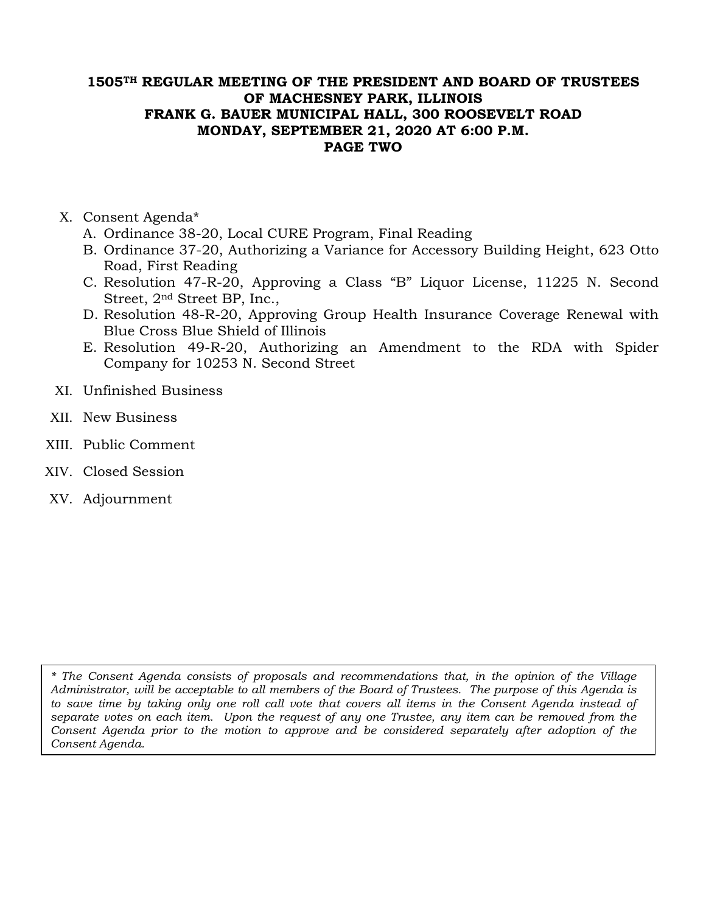**1505TH REGULAR MEETING OF THE PRESIDENT AND BOARD OF TRUSTEES OF MACHESNEY PARK, ILLINOIS**
**FRANK G. BAUER MUNICIPAL HALL, 300 ROOSEVELT ROAD**
**MONDAY, SEPTEMBER 21, 2020 AT 6:00 P.M.**
**PAGE TWO**

X. Consent Agenda*
   A. Ordinance 38-20, Local CURE Program, Final Reading
   B. Ordinance 37-20, Authorizing a Variance for Accessory Building Height, 623 Otto Road, First Reading
   C. Resolution 47-R-20, Approving a Class "B" Liquor License, 11225 N. Second Street, 2nd Street BP, Inc.,
   D. Resolution 48-R-20, Approving Group Health Insurance Coverage Renewal with Blue Cross Blue Shield of Illinois
   E. Resolution 49-R-20, Authorizing an Amendment to the RDA with Spider Company for 10253 N. Second Street

XI. Unfinished Business

XII. New Business

XIII. Public Comment

XIV. Closed Session

XV. Adjournment

*\* The Consent Agenda consists of proposals and recommendations that, in the opinion of the Village Administrator, will be acceptable to all members of the Board of Trustees. The purpose of this Agenda is to save time by taking only one roll call vote that covers all items in the Consent Agenda instead of separate votes on each item. Upon the request of any one Trustee, any item can be removed from the Consent Agenda prior to the motion to approve and be considered separately after adoption of the Consent Agenda.*